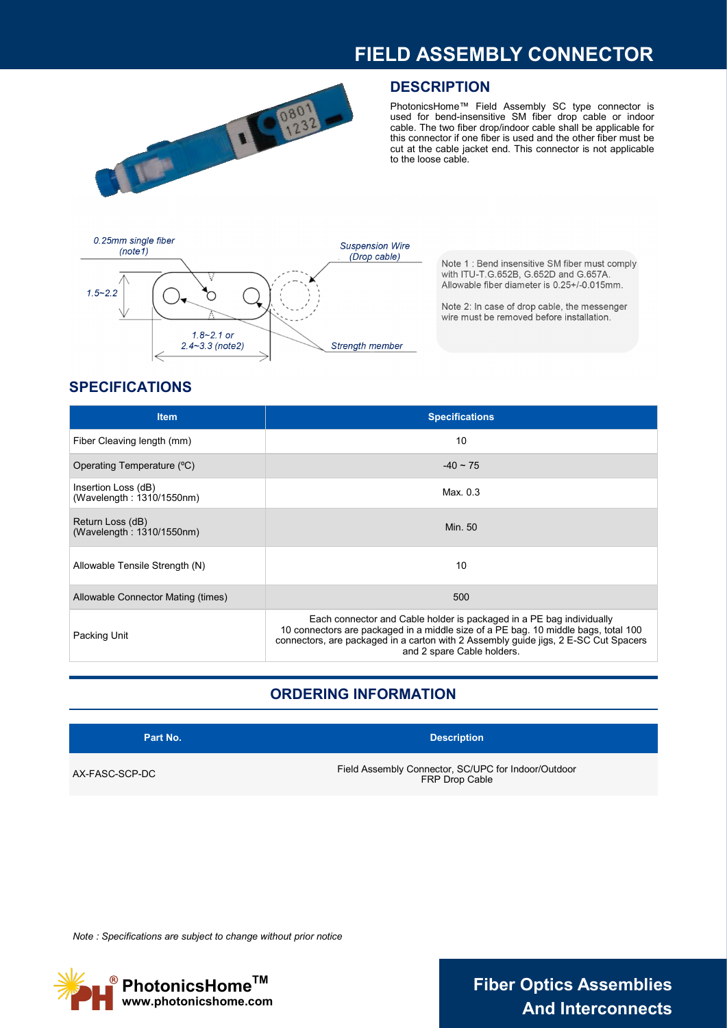# FIELD ASSEMBLY CONNECTOR

## DESCRIPTION

PhotonicsHome™ Field Assembly SC type connector is used for bend-insensitive SM fiber drop cable or indoor cable. The two fiber drop/indoor cable shall be applicable for this connector if one fiber is used and the other fiber must be cut at the cable jacket end. This connector is not applicable to the loose cable.

*0.25mm single fiber (note1)*

*Suspension Wire (Drop cable)*

*1.5~2.2*

*1.8~2.1 or 2.4~3.3 (note2)*

*Strength member*

Note 1 : Bend insensitive SM fiber must comply with ITU-T.G.652B, G.652D and G.657A. Allowable fiber diameter is 0.25+/-0.015mm.

Note 2: In case of drop cable, the messenger wire must be removed before installation.

## SPECIFICATIONS

| Item | Specifications |
|---|---|
| Fiber Cleaving length (mm) | 10 |
| Operating Temperature (ºC) | -40 ~ 75 |
| Insertion Loss (dB) (Wavelength : 1310/1550nm) | Max. 0.3 |
| Return Loss (dB) (Wavelength : 1310/1550nm) | Min. 50 |
| Allowable Tensile Strength (N) | 10 |
| Allowable Connector Mating (times) | 500 |
| Packing Unit | Each connector and Cable holder is packaged in a PE bag individually 10 connectors are packaged in a middle size of a PE bag. 10 middle bags, total 100 connectors, are packaged in a carton with 2 Assembly guide jigs, 2 E-SC Cut Spacers and 2 spare Cable holders. |

## ORDERING INFORMATION

| Part No. | Description |
|---|---|
| AX-FASC-SCP-DC | Field Assembly Connector, SC/UPC for Indoor/Outdoor FRP Drop Cable |

*Note : Specifications are subject to change without prior notice*

PhotonicsHome™
www.photonicshome.com

**Fiber Optics Assemblies And Interconnects**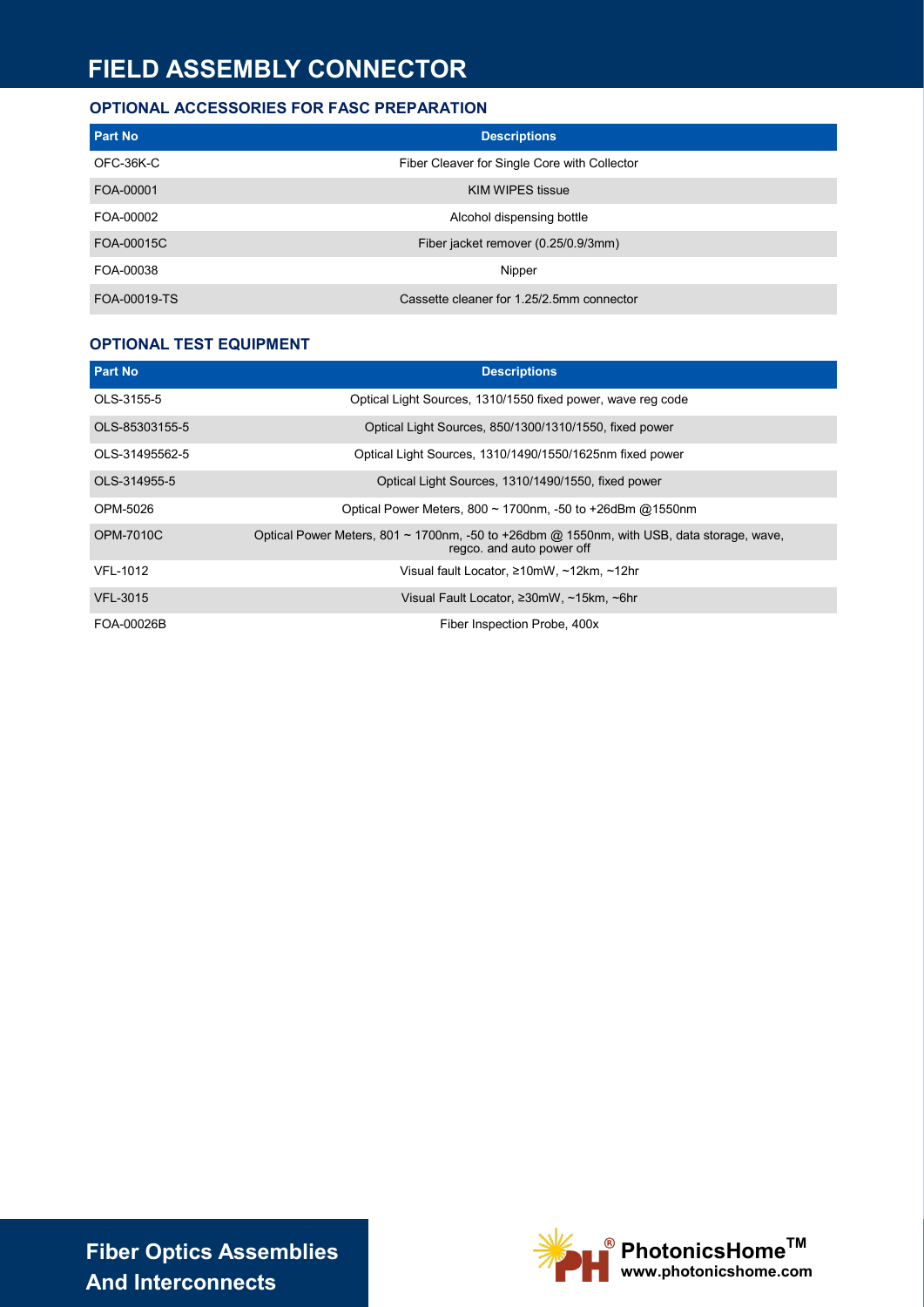# FIELD ASSEMBLY CONNECTOR

### OPTIONAL ACCESSORIES FOR FASC PREPARATION

| Part No | Descriptions |
|---|---|
| OFC-36K-C | Fiber Cleaver for Single Core with Collector |
| FOA-00001 | KIM WIPES tissue |
| FOA-00002 | Alcohol dispensing bottle |
| FOA-00015C | Fiber jacket remover (0.25/0.9/3mm) |
| FOA-00038 | Nipper |
| FOA-00019-TS | Cassette cleaner for 1.25/2.5mm connector |

### OPTIONAL TEST EQUIPMENT

| Part No | Descriptions |
|---|---|
| OLS-3155-5 | Optical Light Sources, 1310/1550 fixed power, wave reg code |
| OLS-85303155-5 | Optical Light Sources, 850/1300/1310/1550, fixed power |
| OLS-31495562-5 | Optical Light Sources, 1310/1490/1550/1625nm fixed power |
| OLS-314955-5 | Optical Light Sources, 1310/1490/1550, fixed power |
| OPM-5026 | Optical Power Meters, 800 ~ 1700nm, -50 to +26dBm @1550nm |
| OPM-7010C | Optical Power Meters, 801 ~ 1700nm, -50 to +26dbm @ 1550nm, with USB, data storage, wave, regco. and auto power off |
| VFL-1012 | Visual fault Locator, ≥10mW, ~12km, ~12hr |
| VFL-3015 | Visual Fault Locator, ≥30mW, ~15km, ~6hr |
| FOA-00026B | Fiber Inspection Probe, 400x |

**Fiber Optics Assemblies And Interconnects**

PhotonicsHome™
www.photonicshome.com